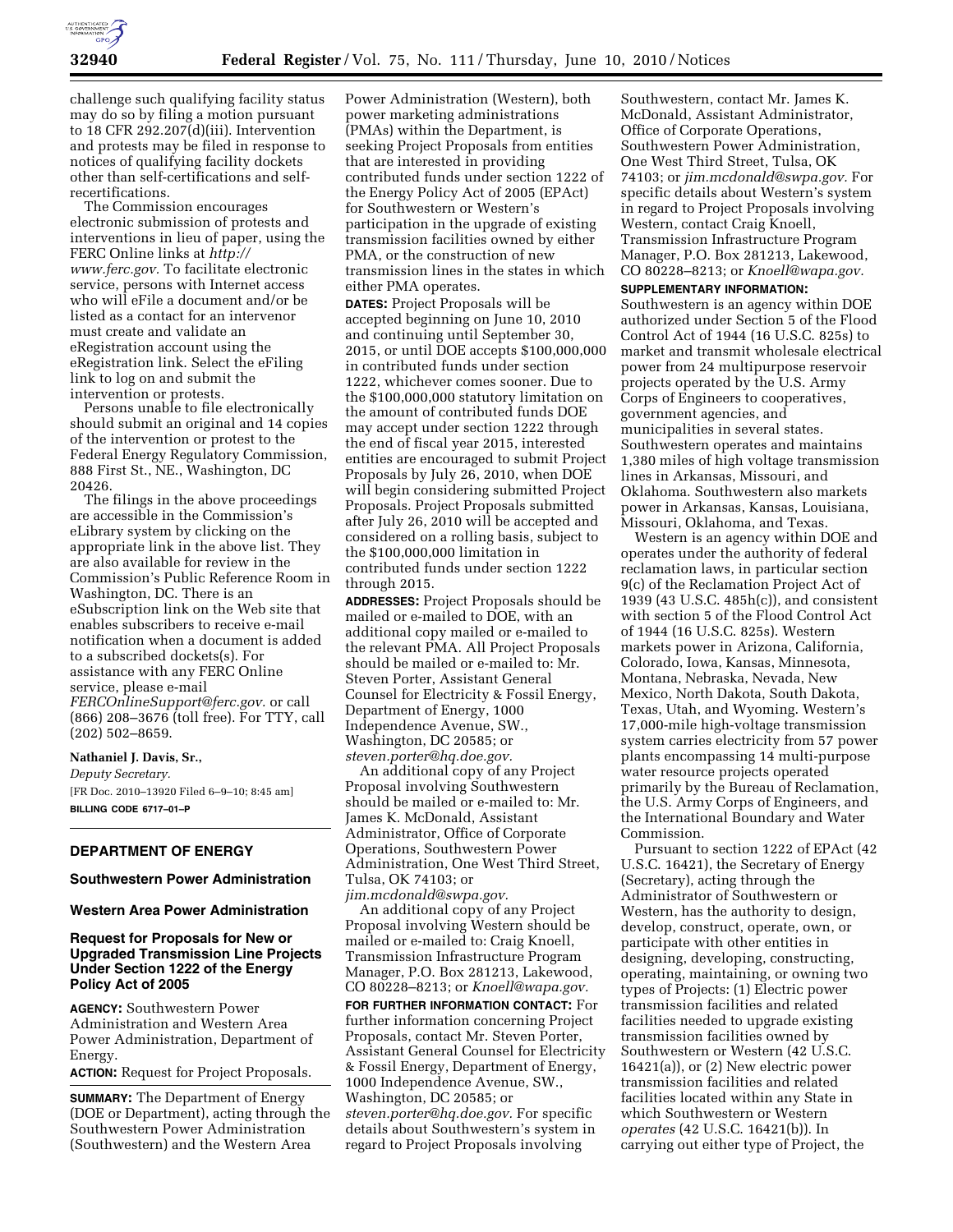challenge such qualifying facility status may do so by filing a motion pursuant to 18 CFR 292.207(d)(iii). Intervention and protests may be filed in response to notices of qualifying facility dockets other than self-certifications and self-recertifications.

The Commission encourages electronic submission of protests and interventions in lieu of paper, using the FERC Online links at *http://www.ferc.gov.* To facilitate electronic service, persons with Internet access who will eFile a document and/or be listed as a contact for an intervenor must create and validate an eRegistration account using the eRegistration link. Select the eFiling link to log on and submit the intervention or protests.

Persons unable to file electronically should submit an original and 14 copies of the intervention or protest to the Federal Energy Regulatory Commission, 888 First St., NE., Washington, DC 20426.

The filings in the above proceedings are accessible in the Commission's eLibrary system by clicking on the appropriate link in the above list. They are also available for review in the Commission's Public Reference Room in Washington, DC. There is an eSubscription link on the Web site that enables subscribers to receive e-mail notification when a document is added to a subscribed dockets(s). For assistance with any FERC Online service, please e-mail *FERCOnlineSupport@ferc.gov.* or call (866) 208–3676 (toll free). For TTY, call (202) 502–8659.

**Nathaniel J. Davis, Sr.,**

*Deputy Secretary.*

[FR Doc. 2010–13920 Filed 6–9–10; 8:45 am]

**BILLING CODE 6717–01–P**

## DEPARTMENT OF ENERGY

### Southwestern Power Administration

### Western Area Power Administration

### Request for Proposals for New or Upgraded Transmission Line Projects Under Section 1222 of the Energy Policy Act of 2005

**AGENCY:** Southwestern Power Administration and Western Area Power Administration, Department of Energy.

**ACTION:** Request for Project Proposals.

**SUMMARY:** The Department of Energy (DOE or Department), acting through the Southwestern Power Administration (Southwestern) and the Western Area Power Administration (Western), both power marketing administrations (PMAs) within the Department, is seeking Project Proposals from entities that are interested in providing contributed funds under section 1222 of the Energy Policy Act of 2005 (EPAct) for Southwestern or Western's participation in the upgrade of existing transmission facilities owned by either PMA, or the construction of new transmission lines in the states in which either PMA operates.

**DATES:** Project Proposals will be accepted beginning on June 10, 2010 and continuing until September 30, 2015, or until DOE accepts $100,000,000 in contributed funds under section 1222, whichever comes sooner. Due to the $100,000,000 statutory limitation on the amount of contributed funds DOE may accept under section 1222 through the end of fiscal year 2015, interested entities are encouraged to submit Project Proposals by July 26, 2010, when DOE will begin considering submitted Project Proposals. Project Proposals submitted after July 26, 2010 will be accepted and considered on a rolling basis, subject to the $100,000,000 limitation in contributed funds under section 1222 through 2015.

**ADDRESSES:** Project Proposals should be mailed or e-mailed to DOE, with an additional copy mailed or e-mailed to the relevant PMA. All Project Proposals should be mailed or e-mailed to: Mr. Steven Porter, Assistant General Counsel for Electricity & Fossil Energy, Department of Energy, 1000 Independence Avenue, SW., Washington, DC 20585; or *steven.porter@hq.doe.gov.*

An additional copy of any Project Proposal involving Southwestern should be mailed or e-mailed to: Mr. James K. McDonald, Assistant Administrator, Office of Corporate Operations, Southwestern Power Administration, One West Third Street, Tulsa, OK 74103; or *jim.mcdonald@swpa.gov.*

An additional copy of any Project Proposal involving Western should be mailed or e-mailed to: Craig Knoell, Transmission Infrastructure Program Manager, P.O. Box 281213, Lakewood, CO 80228–8213; or *Knoell@wapa.gov.*

**FOR FURTHER INFORMATION CONTACT:** For further information concerning Project Proposals, contact Mr. Steven Porter, Assistant General Counsel for Electricity & Fossil Energy, Department of Energy, 1000 Independence Avenue, SW., Washington, DC 20585; or *steven.porter@hq.doe.gov.* For specific details about Southwestern's system in regard to Project Proposals involving Southwestern, contact Mr. James K. McDonald, Assistant Administrator, Office of Corporate Operations, Southwestern Power Administration, One West Third Street, Tulsa, OK 74103; or *jim.mcdonald@swpa.gov.* For specific details about Western's system in regard to Project Proposals involving Western, contact Craig Knoell, Transmission Infrastructure Program Manager, P.O. Box 281213, Lakewood, CO 80228–8213; or *Knoell@wapa.gov.*

**SUPPLEMENTARY INFORMATION:** Southwestern is an agency within DOE authorized under Section 5 of the Flood Control Act of 1944 (16 U.S.C. 825s) to market and transmit wholesale electrical power from 24 multipurpose reservoir projects operated by the U.S. Army Corps of Engineers to cooperatives, government agencies, and municipalities in several states. Southwestern operates and maintains 1,380 miles of high voltage transmission lines in Arkansas, Missouri, and Oklahoma. Southwestern also markets power in Arkansas, Kansas, Louisiana, Missouri, Oklahoma, and Texas.

Western is an agency within DOE and operates under the authority of federal reclamation laws, in particular section 9(c) of the Reclamation Project Act of 1939 (43 U.S.C. 485h(c)), and consistent with section 5 of the Flood Control Act of 1944 (16 U.S.C. 825s). Western markets power in Arizona, California, Colorado, Iowa, Kansas, Minnesota, Montana, Nebraska, Nevada, New Mexico, North Dakota, South Dakota, Texas, Utah, and Wyoming. Western's 17,000-mile high-voltage transmission system carries electricity from 57 power plants encompassing 14 multi-purpose water resource projects operated primarily by the Bureau of Reclamation, the U.S. Army Corps of Engineers, and the International Boundary and Water Commission.

Pursuant to section 1222 of EPAct (42 U.S.C. 16421), the Secretary of Energy (Secretary), acting through the Administrator of Southwestern or Western, has the authority to design, develop, construct, operate, own, or participate with other entities in designing, developing, constructing, operating, maintaining, or owning two types of Projects: (1) Electric power transmission facilities and related facilities needed to upgrade existing transmission facilities owned by Southwestern or Western (42 U.S.C. 16421(a)), or (2) New electric power transmission facilities and related facilities located within any State in which Southwestern or Western *operates* (42 U.S.C. 16421(b)). In carrying out either type of Project, the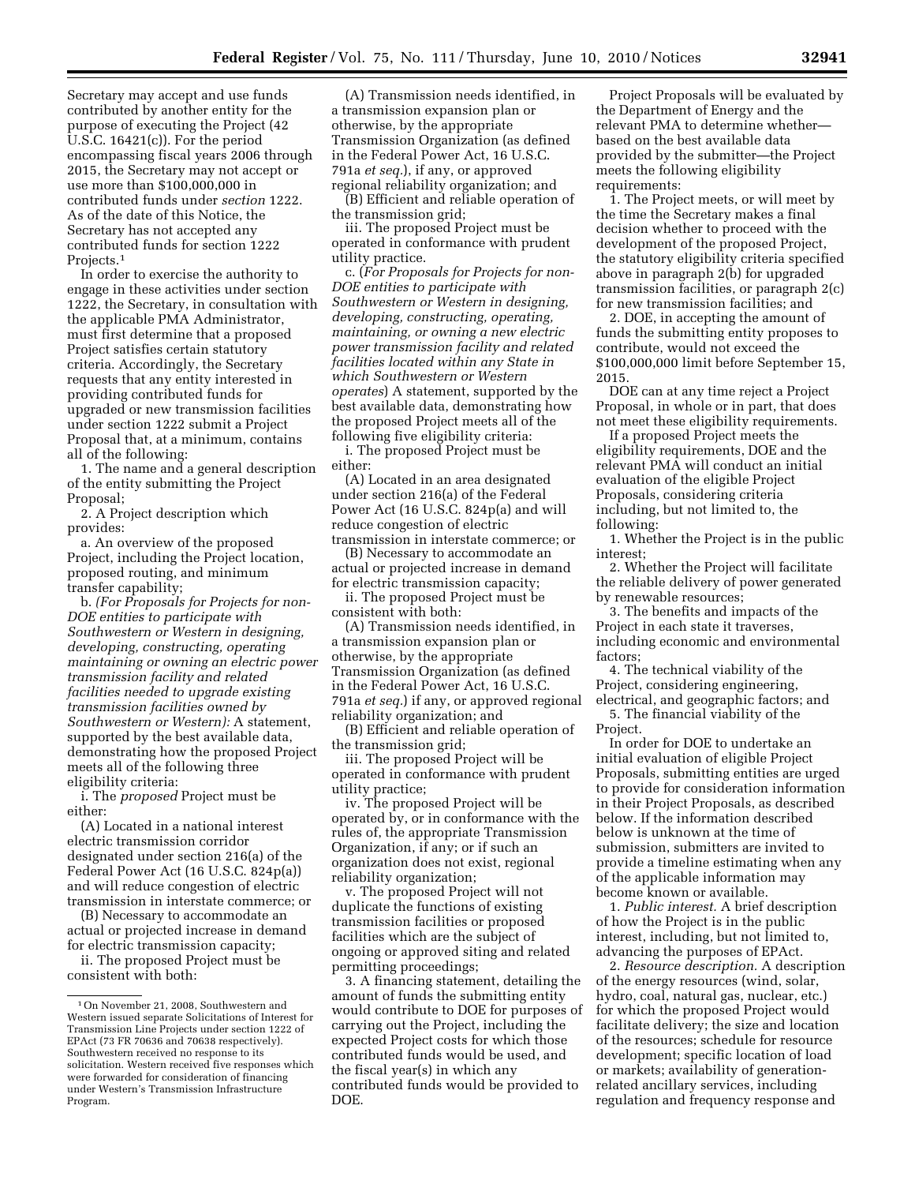Secretary may accept and use funds contributed by another entity for the purpose of executing the Project (42 U.S.C. 16421(c)). For the period encompassing fiscal years 2006 through 2015, the Secretary may not accept or use more than $100,000,000 in contributed funds under *section* 1222. As of the date of this Notice, the Secretary has not accepted any contributed funds for section 1222 Projects.[1]

In order to exercise the authority to engage in these activities under section 1222, the Secretary, in consultation with the applicable PMA Administrator, must first determine that a proposed Project satisfies certain statutory criteria. Accordingly, the Secretary requests that any entity interested in providing contributed funds for upgraded or new transmission facilities under section 1222 submit a Project Proposal that, at a minimum, contains all of the following:

1. The name and a general description of the entity submitting the Project Proposal;

2. A Project description which provides:

a. An overview of the proposed Project, including the Project location, proposed routing, and minimum transfer capability;

b. *(For Proposals for Projects for non-DOE entities to participate with Southwestern or Western in designing, developing, constructing, operating maintaining or owning an electric power transmission facility and related facilities needed to upgrade existing transmission facilities owned by Southwestern or Western):* A statement, supported by the best available data, demonstrating how the proposed Project meets all of the following three eligibility criteria:

i. The *proposed* Project must be either:

(A) Located in a national interest electric transmission corridor designated under section 216(a) of the Federal Power Act (16 U.S.C. 824p(a)) and will reduce congestion of electric transmission in interstate commerce; or

(B) Necessary to accommodate an actual or projected increase in demand for electric transmission capacity;

ii. The proposed Project must be consistent with both:

(A) Transmission needs identified, in a transmission expansion plan or otherwise, by the appropriate Transmission Organization (as defined in the Federal Power Act, 16 U.S.C. 791a *et seq.*), if any, or approved regional reliability organization; and

(B) Efficient and reliable operation of the transmission grid;

iii. The proposed Project must be operated in conformance with prudent utility practice.

c. (*For Proposals for Projects for non-DOE entities to participate with Southwestern or Western in designing, developing, constructing, operating, maintaining, or owning a new electric power transmission facility and related facilities located within any State in which Southwestern or Western operates*) A statement, supported by the best available data, demonstrating how the proposed Project meets all of the following five eligibility criteria:

i. The proposed Project must be either:

(A) Located in an area designated under section 216(a) of the Federal Power Act (16 U.S.C. 824p(a) and will reduce congestion of electric transmission in interstate commerce; or

(B) Necessary to accommodate an actual or projected increase in demand for electric transmission capacity;

ii. The proposed Project must be consistent with both:

(A) Transmission needs identified, in a transmission expansion plan or otherwise, by the appropriate Transmission Organization (as defined in the Federal Power Act, 16 U.S.C. 791a *et seq.*) if any, or approved regional reliability organization; and

(B) Efficient and reliable operation of the transmission grid;

iii. The proposed Project will be operated in conformance with prudent utility practice;

iv. The proposed Project will be operated by, or in conformance with the rules of, the appropriate Transmission Organization, if any; or if such an organization does not exist, regional reliability organization;

v. The proposed Project will not duplicate the functions of existing transmission facilities or proposed facilities which are the subject of ongoing or approved siting and related permitting proceedings;

3. A financing statement, detailing the amount of funds the submitting entity would contribute to DOE for purposes of carrying out the Project, including the expected Project costs for which those contributed funds would be used, and the fiscal year(s) in which any contributed funds would be provided to DOE.

Project Proposals will be evaluated by the Department of Energy and the relevant PMA to determine whether—based on the best available data provided by the submitter—the Project meets the following eligibility requirements:

1. The Project meets, or will meet by the time the Secretary makes a final decision whether to proceed with the development of the proposed Project, the statutory eligibility criteria specified above in paragraph 2(b) for upgraded transmission facilities, or paragraph 2(c) for new transmission facilities; and

2. DOE, in accepting the amount of funds the submitting entity proposes to contribute, would not exceed the $100,000,000 limit before September 15, 2015.

DOE can at any time reject a Project Proposal, in whole or in part, that does not meet these eligibility requirements.

If a proposed Project meets the eligibility requirements, DOE and the relevant PMA will conduct an initial evaluation of the eligible Project Proposals, considering criteria including, but not limited to, the following:

1. Whether the Project is in the public interest;

2. Whether the Project will facilitate the reliable delivery of power generated by renewable resources;

3. The benefits and impacts of the Project in each state it traverses, including economic and environmental factors;

4. The technical viability of the Project, considering engineering, electrical, and geographic factors; and

5. The financial viability of the Project.

In order for DOE to undertake an initial evaluation of eligible Project Proposals, submitting entities are urged to provide for consideration information in their Project Proposals, as described below. If the information described below is unknown at the time of submission, submitters are invited to provide a timeline estimating when any of the applicable information may become known or available.

1. *Public interest.* A brief description of how the Project is in the public interest, including, but not limited to, advancing the purposes of EPAct.

2. *Resource description.* A description of the energy resources (wind, solar, hydro, coal, natural gas, nuclear, etc.) for which the proposed Project would facilitate delivery; the size and location of the resources; schedule for resource development; specific location of load or markets; availability of generation-related ancillary services, including regulation and frequency response and

---

[1] On November 21, 2008, Southwestern and Western issued separate Solicitations of Interest for Transmission Line Projects under section 1222 of EPAct (73 FR 70636 and 70638 respectively). Southwestern received no response to its solicitation. Western received five responses which were forwarded for consideration of financing under Western's Transmission Infrastructure Program.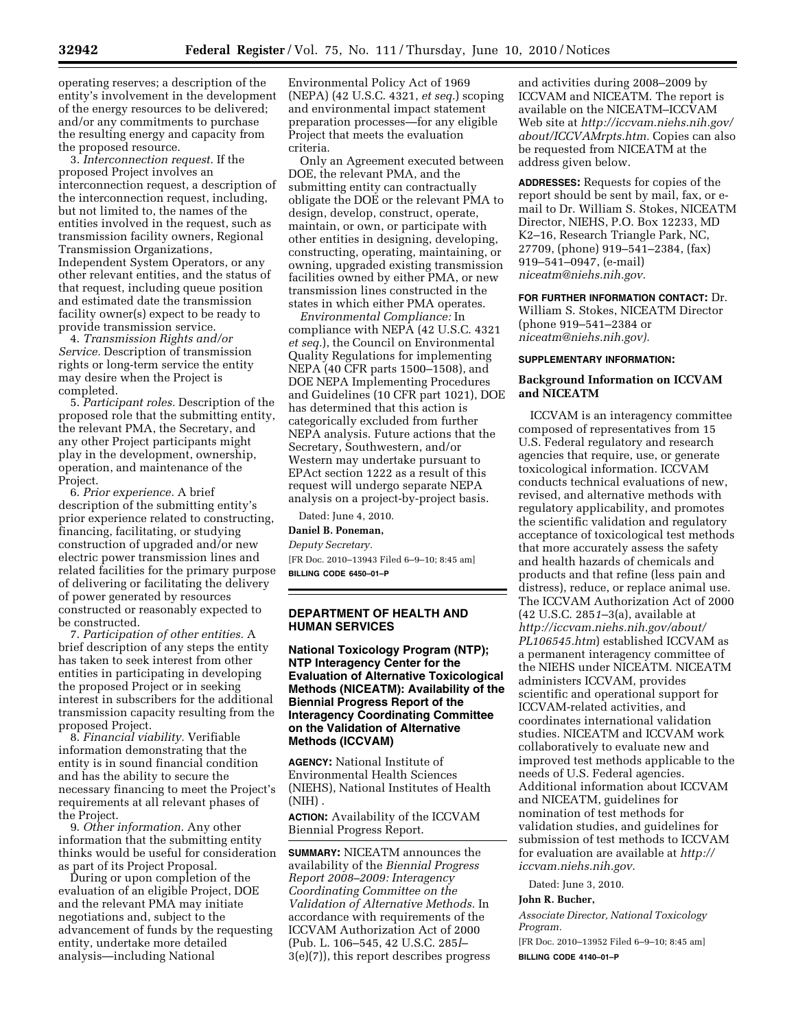operating reserves; a description of the entity's involvement in the development of the energy resources to be delivered; and/or any commitments to purchase the resulting energy and capacity from the proposed resource.

3. *Interconnection request.* If the proposed Project involves an interconnection request, a description of the interconnection request, including, but not limited to, the names of the entities involved in the request, such as transmission facility owners, Regional Transmission Organizations, Independent System Operators, or any other relevant entities, and the status of that request, including queue position and estimated date the transmission facility owner(s) expect to be ready to provide transmission service.

4. *Transmission Rights and/or Service.* Description of transmission rights or long-term service the entity may desire when the Project is completed.

5. *Participant roles.* Description of the proposed role that the submitting entity, the relevant PMA, the Secretary, and any other Project participants might play in the development, ownership, operation, and maintenance of the Project.

6. *Prior experience.* A brief description of the submitting entity's prior experience related to constructing, financing, facilitating, or studying construction of upgraded and/or new electric power transmission lines and related facilities for the primary purpose of delivering or facilitating the delivery of power generated by resources constructed or reasonably expected to be constructed.

7. *Participation of other entities.* A brief description of any steps the entity has taken to seek interest from other entities in participating in developing the proposed Project or in seeking interest in subscribers for the additional transmission capacity resulting from the proposed Project.

8. *Financial viability.* Verifiable information demonstrating that the entity is in sound financial condition and has the ability to secure the necessary financing to meet the Project's requirements at all relevant phases of the Project.

9. *Other information.* Any other information that the submitting entity thinks would be useful for consideration as part of its Project Proposal.

During or upon completion of the evaluation of an eligible Project, DOE and the relevant PMA may initiate negotiations and, subject to the advancement of funds by the requesting entity, undertake more detailed analysis—including National Environmental Policy Act of 1969 (NEPA) (42 U.S.C. 4321, *et seq.*) scoping and environmental impact statement preparation processes—for any eligible Project that meets the evaluation criteria.

Only an Agreement executed between DOE, the relevant PMA, and the submitting entity can contractually obligate the DOE or the relevant PMA to design, develop, construct, operate, maintain, or own, or participate with other entities in designing, developing, constructing, operating, maintaining, or owning, upgraded existing transmission facilities owned by either PMA, or new transmission lines constructed in the states in which either PMA operates.

*Environmental Compliance:* In compliance with NEPA (42 U.S.C. 4321 *et seq.*), the Council on Environmental Quality Regulations for implementing NEPA (40 CFR parts 1500–1508), and DOE NEPA Implementing Procedures and Guidelines (10 CFR part 1021), DOE has determined that this action is categorically excluded from further NEPA analysis. Future actions that the Secretary, Southwestern, and/or Western may undertake pursuant to EPAct section 1222 as a result of this request will undergo separate NEPA analysis on a project-by-project basis.

Dated: June 4, 2010.

**Daniel B. Poneman,**

*Deputy Secretary.*

[FR Doc. 2010–13943 Filed 6–9–10; 8:45 am]

**BILLING CODE 6450–01–P**

## DEPARTMENT OF HEALTH AND HUMAN SERVICES

### National Toxicology Program (NTP); NTP Interagency Center for the Evaluation of Alternative Toxicological Methods (NICEATM): Availability of the Biennial Progress Report of the Interagency Coordinating Committee on the Validation of Alternative Methods (ICCVAM)

**AGENCY:** National Institute of Environmental Health Sciences (NIEHS), National Institutes of Health (NIH) .

**ACTION:** Availability of the ICCVAM Biennial Progress Report.

**SUMMARY:** NICEATM announces the availability of the *Biennial Progress Report 2008–2009: Interagency Coordinating Committee on the Validation of Alternative Methods.* In accordance with requirements of the ICCVAM Authorization Act of 2000 (Pub. L. 106–545, 42 U.S.C. 285*l*–3(e)(7)), this report describes progress and activities during 2008–2009 by ICCVAM and NICEATM. The report is available on the NICEATM–ICCVAM Web site at *http://iccvam.niehs.nih.gov/about/ICCVAMrpts.htm.* Copies can also be requested from NICEATM at the address given below.

**ADDRESSES:** Requests for copies of the report should be sent by mail, fax, or e-mail to Dr. William S. Stokes, NICEATM Director, NIEHS, P.O. Box 12233, MD K2–16, Research Triangle Park, NC, 27709, (phone) 919–541–2384, (fax) 919–541–0947, (e-mail) *niceatm@niehs.nih.gov.*

**FOR FURTHER INFORMATION CONTACT:** Dr. William S. Stokes, NICEATM Director (phone 919–541–2384 or *niceatm@niehs.nih.gov).*

**SUPPLEMENTARY INFORMATION:**

#### Background Information on ICCVAM and NICEATM

ICCVAM is an interagency committee composed of representatives from 15 U.S. Federal regulatory and research agencies that require, use, or generate toxicological information. ICCVAM conducts technical evaluations of new, revised, and alternative methods with regulatory applicability, and promotes the scientific validation and regulatory acceptance of toxicological test methods that more accurately assess the safety and health hazards of chemicals and products and that refine (less pain and distress), reduce, or replace animal use. The ICCVAM Authorization Act of 2000 (42 U.S.C. 285*l*–3(a), available at *http://iccvam.niehs.nih.gov/about/PL106545.htm*) established ICCVAM as a permanent interagency committee of the NIEHS under NICEATM. NICEATM administers ICCVAM, provides scientific and operational support for ICCVAM-related activities, and coordinates international validation studies. NICEATM and ICCVAM work collaboratively to evaluate new and improved test methods applicable to the needs of U.S. Federal agencies. Additional information about ICCVAM and NICEATM, guidelines for nomination of test methods for validation studies, and guidelines for submission of test methods to ICCVAM for evaluation are available at *http://iccvam.niehs.nih.gov.*

Dated: June 3, 2010.

**John R. Bucher,**

*Associate Director, National Toxicology Program.*

[FR Doc. 2010–13952 Filed 6–9–10; 8:45 am]

**BILLING CODE 4140–01–P**